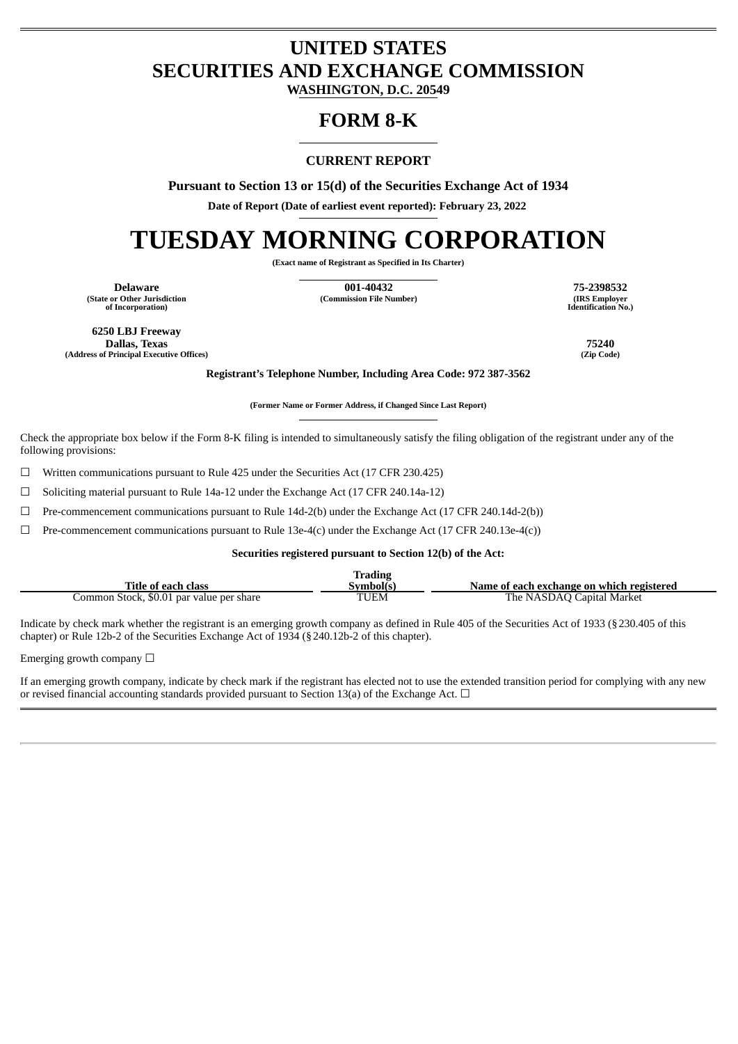# UNITED STATES
# SECURITIES AND EXCHANGE COMMISSION
**WASHINGTON, D.C. 20549**

# FORM 8-K

**CURRENT REPORT**

**Pursuant to Section 13 or 15(d) of the Securities Exchange Act of 1934**

**Date of Report (Date of earliest event reported): February 23, 2022**

# TUESDAY MORNING CORPORATION

**(Exact name of Registrant as Specified in Its Charter)**

| Delaware | 001-40432 | 75-2398532 |
|---|---|---|
| (State or Other Jurisdiction of Incorporation) | (Commission File Number) | (IRS Employer Identification No.) |

| 6250 LBJ Freeway Dallas, Texas | 75240 |
|---|---|
| (Address of Principal Executive Offices) | (Zip Code) |

**Registrant's Telephone Number, Including Area Code: 972 387-3562**

**(Former Name or Former Address, if Changed Since Last Report)**

Check the appropriate box below if the Form 8-K filing is intended to simultaneously satisfy the filing obligation of the registrant under any of the following provisions:

☐ Written communications pursuant to Rule 425 under the Securities Act (17 CFR 230.425)

☐ Soliciting material pursuant to Rule 14a-12 under the Exchange Act (17 CFR 240.14a-12)

☐ Pre-commencement communications pursuant to Rule 14d-2(b) under the Exchange Act (17 CFR 240.14d-2(b))

☐ Pre-commencement communications pursuant to Rule 13e-4(c) under the Exchange Act (17 CFR 240.13e-4(c))

**Securities registered pursuant to Section 12(b) of the Act:**

| Title of each class | Trading Symbol(s) | Name of each exchange on which registered |
|---|---|---|
| Common Stock, $0.01 par value per share | TUEM | The NASDAQ Capital Market |

Indicate by check mark whether the registrant is an emerging growth company as defined in Rule 405 of the Securities Act of 1933 (§230.405 of this chapter) or Rule 12b-2 of the Securities Exchange Act of 1934 (§240.12b-2 of this chapter).

Emerging growth company ☐

If an emerging growth company, indicate by check mark if the registrant has elected not to use the extended transition period for complying with any new or revised financial accounting standards provided pursuant to Section 13(a) of the Exchange Act. ☐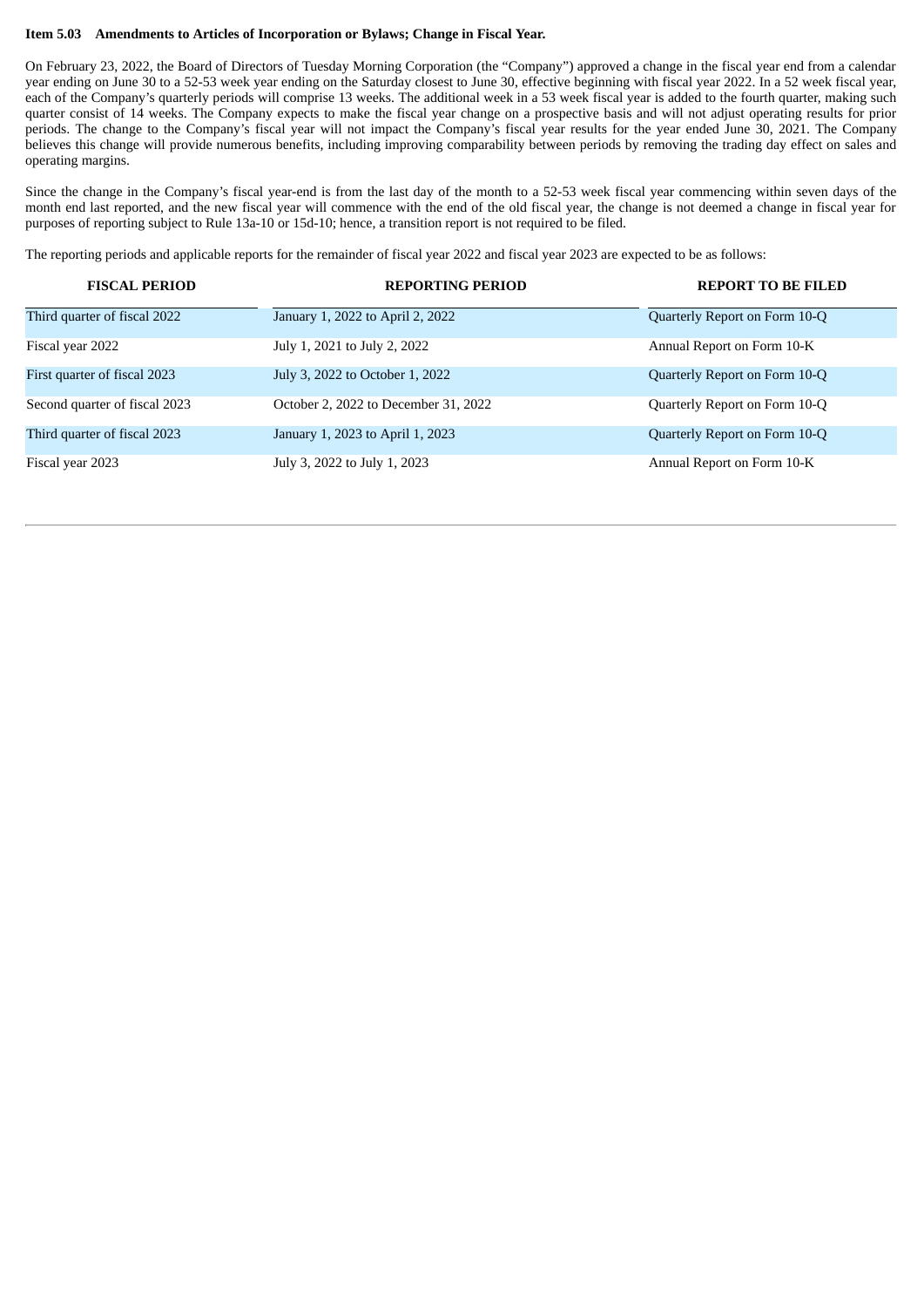**Item 5.03 Amendments to Articles of Incorporation or Bylaws; Change in Fiscal Year.**

On February 23, 2022, the Board of Directors of Tuesday Morning Corporation (the "Company") approved a change in the fiscal year end from a calendar year ending on June 30 to a 52-53 week year ending on the Saturday closest to June 30, effective beginning with fiscal year 2022. In a 52 week fiscal year, each of the Company's quarterly periods will comprise 13 weeks. The additional week in a 53 week fiscal year is added to the fourth quarter, making such quarter consist of 14 weeks. The Company expects to make the fiscal year change on a prospective basis and will not adjust operating results for prior periods. The change to the Company's fiscal year will not impact the Company's fiscal year results for the year ended June 30, 2021. The Company believes this change will provide numerous benefits, including improving comparability between periods by removing the trading day effect on sales and operating margins.

Since the change in the Company's fiscal year-end is from the last day of the month to a 52-53 week fiscal year commencing within seven days of the month end last reported, and the new fiscal year will commence with the end of the old fiscal year, the change is not deemed a change in fiscal year for purposes of reporting subject to Rule 13a-10 or 15d-10; hence, a transition report is not required to be filed.

The reporting periods and applicable reports for the remainder of fiscal year 2022 and fiscal year 2023 are expected to be as follows:

| FISCAL PERIOD | REPORTING PERIOD | REPORT TO BE FILED |
|---|---|---|
| Third quarter of fiscal 2022 | January 1, 2022 to April 2, 2022 | Quarterly Report on Form 10-Q |
| Fiscal year 2022 | July 1, 2021 to July 2, 2022 | Annual Report on Form 10-K |
| First quarter of fiscal 2023 | July 3, 2022 to October 1, 2022 | Quarterly Report on Form 10-Q |
| Second quarter of fiscal 2023 | October 2, 2022 to December 31, 2022 | Quarterly Report on Form 10-Q |
| Third quarter of fiscal 2023 | January 1, 2023 to April 1, 2023 | Quarterly Report on Form 10-Q |
| Fiscal year 2023 | July 3, 2022 to July 1, 2023 | Annual Report on Form 10-K |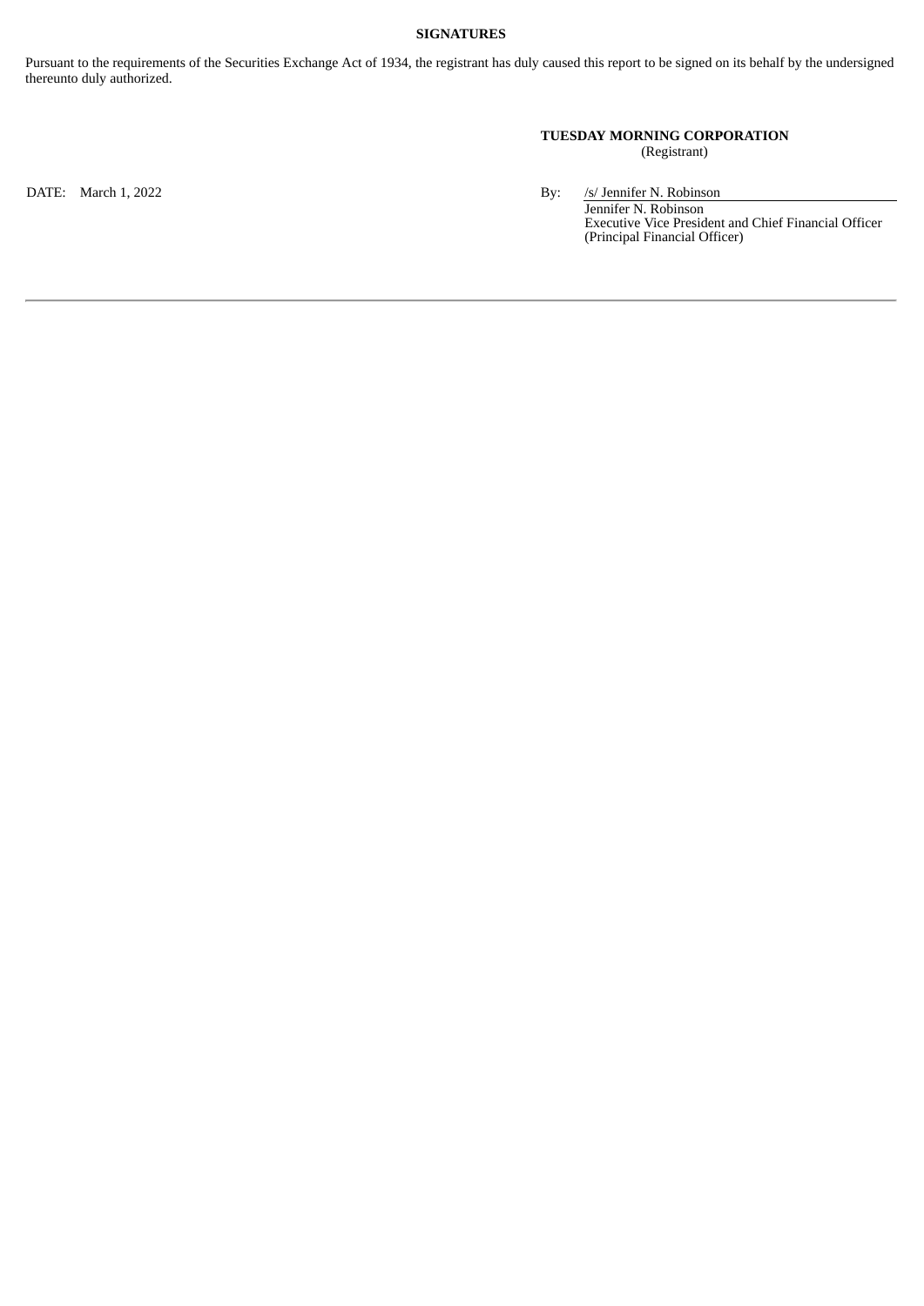**SIGNATURES**

Pursuant to the requirements of the Securities Exchange Act of 1934, the registrant has duly caused this report to be signed on its behalf by the undersigned thereunto duly authorized.

**TUESDAY MORNING CORPORATION**
(Registrant)

DATE: March 1, 2022

By: /s/ Jennifer N. Robinson
Jennifer N. Robinson
Executive Vice President and Chief Financial Officer
(Principal Financial Officer)